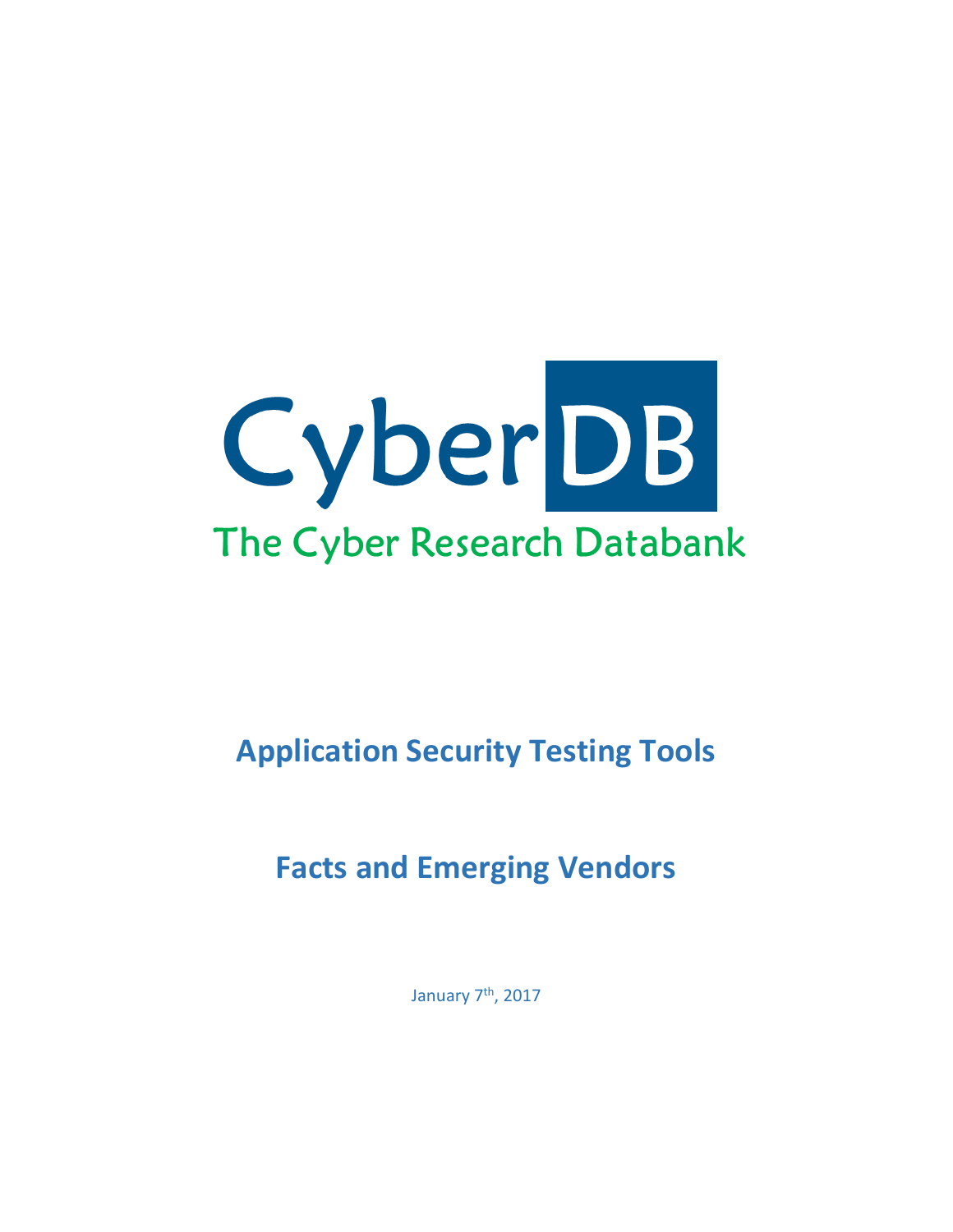# CyberDB

The Cyber Research Databank

## Application Security Testing Tools

## Facts and Emerging Vendors

January 7th, 2017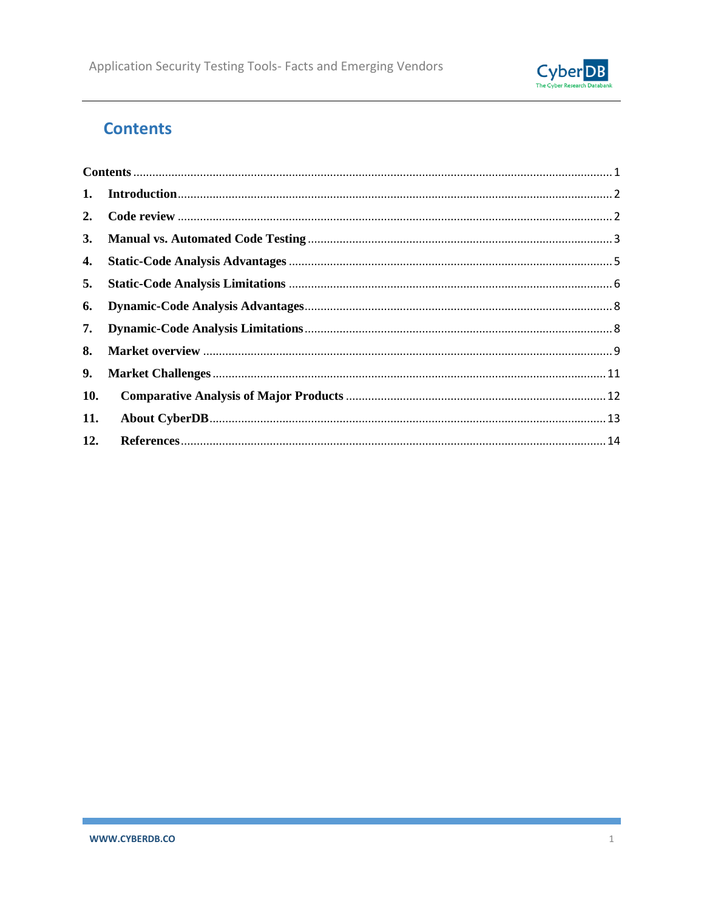## Contents

**Contents** ..................................................................................................................................... 1

1. **Introduction** ....................................................................................................................... 2
2. **Code review** ....................................................................................................................... 2
3. **Manual vs. Automated Code Testing** .............................................................................. 3
4. **Static-Code Analysis Advantages** ..................................................................................... 5
5. **Static-Code Analysis Limitations** ..................................................................................... 6
6. **Dynamic-Code Analysis Advantages** ................................................................................ 8
7. **Dynamic-Code Analysis Limitations** ................................................................................ 8
8. **Market overview** ................................................................................................................ 9
9. **Market Challenges** ........................................................................................................... 11
10. **Comparative Analysis of Major Products** ..................................................................... 12
11. **About CyberDB** ................................................................................................................ 13
12. **References** ........................................................................................................................ 14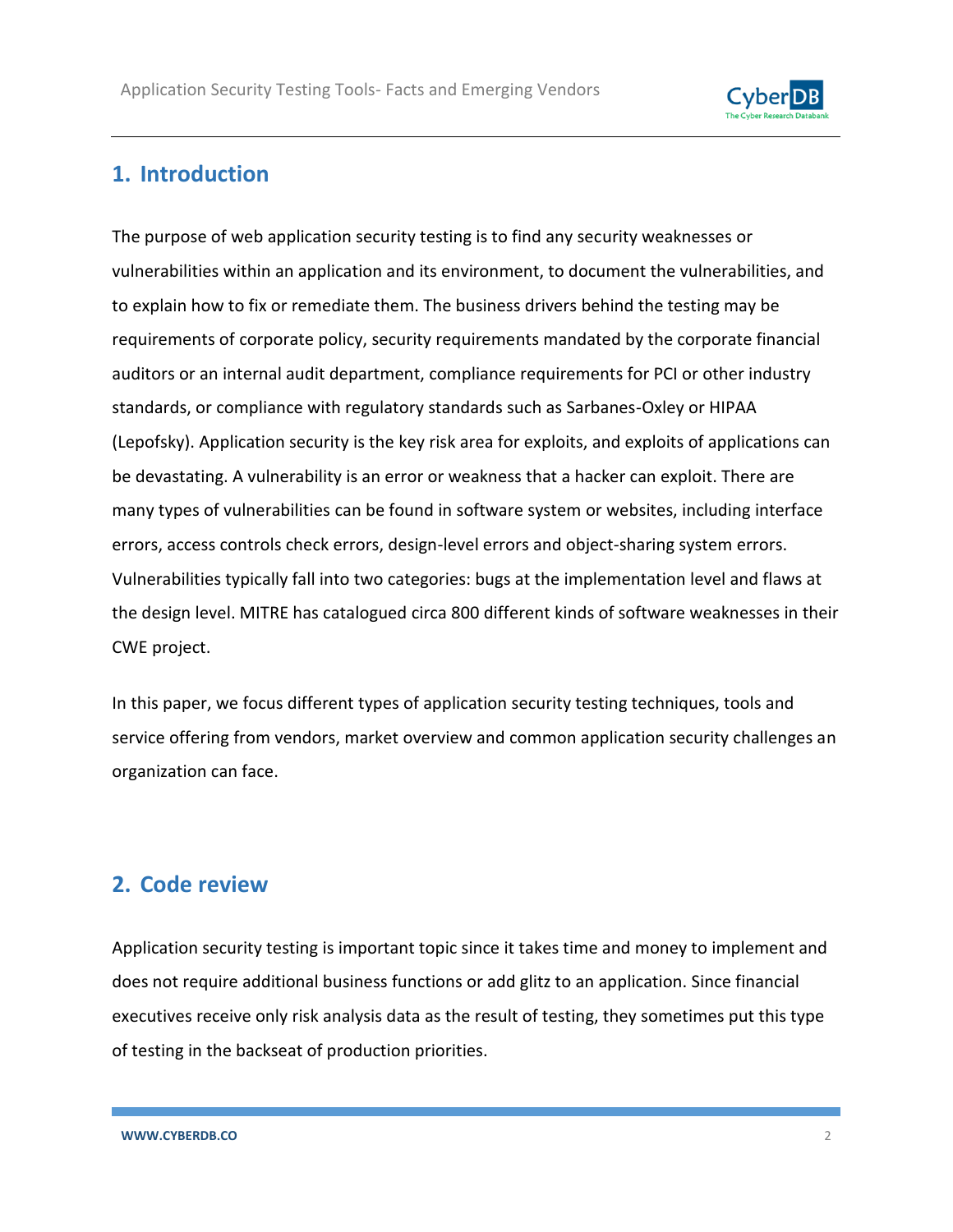## 1. Introduction

The purpose of web application security testing is to find any security weaknesses or vulnerabilities within an application and its environment, to document the vulnerabilities, and to explain how to fix or remediate them. The business drivers behind the testing may be requirements of corporate policy, security requirements mandated by the corporate financial auditors or an internal audit department, compliance requirements for PCI or other industry standards, or compliance with regulatory standards such as Sarbanes-Oxley or HIPAA (Lepofsky). Application security is the key risk area for exploits, and exploits of applications can be devastating. A vulnerability is an error or weakness that a hacker can exploit. There are many types of vulnerabilities can be found in software system or websites, including interface errors, access controls check errors, design-level errors and object-sharing system errors. Vulnerabilities typically fall into two categories: bugs at the implementation level and flaws at the design level. MITRE has catalogued circa 800 different kinds of software weaknesses in their CWE project.

In this paper, we focus different types of application security testing techniques, tools and service offering from vendors, market overview and common application security challenges an organization can face.

## 2. Code review

Application security testing is important topic since it takes time and money to implement and does not require additional business functions or add glitz to an application. Since financial executives receive only risk analysis data as the result of testing, they sometimes put this type of testing in the backseat of production priorities.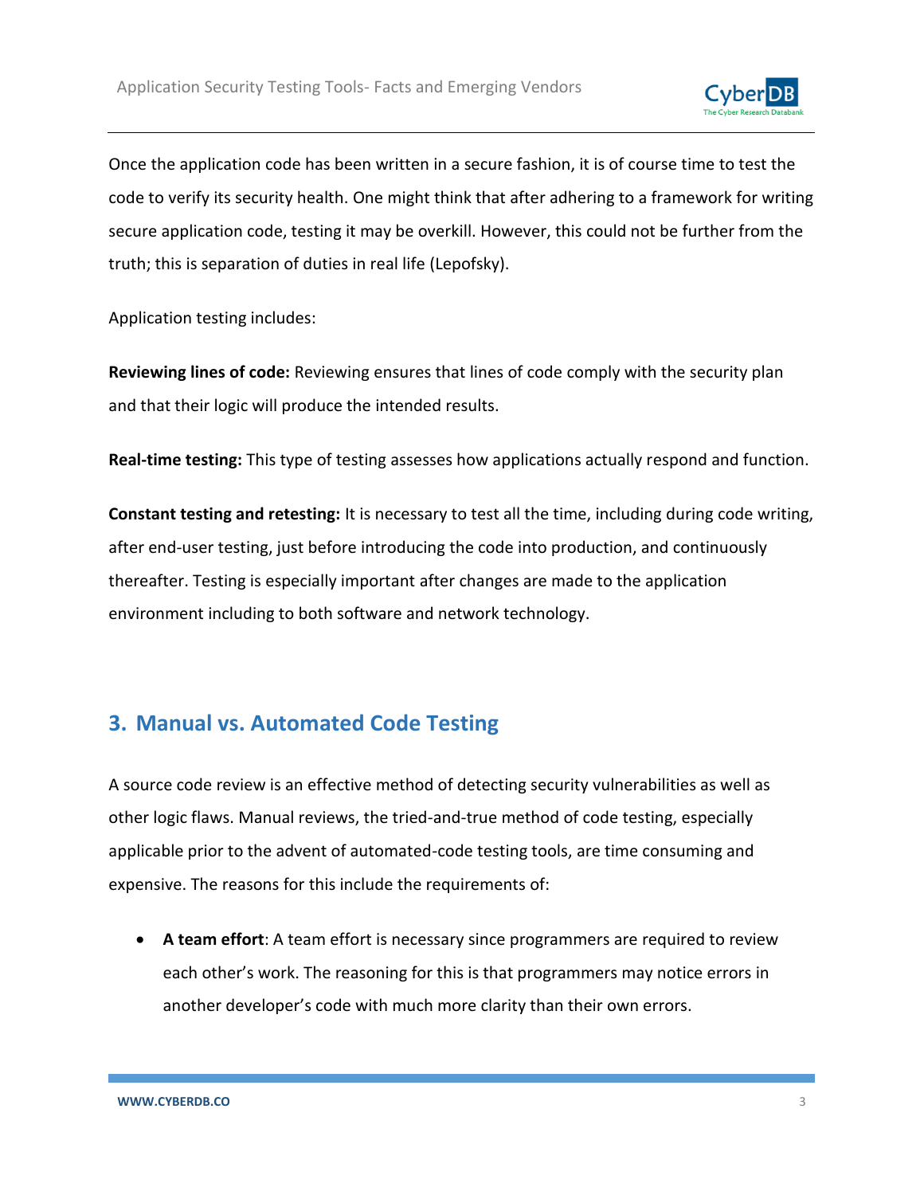Once the application code has been written in a secure fashion, it is of course time to test the code to verify its security health. One might think that after adhering to a framework for writing secure application code, testing it may be overkill. However, this could not be further from the truth; this is separation of duties in real life (Lepofsky).

Application testing includes:

**Reviewing lines of code:** Reviewing ensures that lines of code comply with the security plan and that their logic will produce the intended results.

**Real-time testing:** This type of testing assesses how applications actually respond and function.

**Constant testing and retesting:** It is necessary to test all the time, including during code writing, after end-user testing, just before introducing the code into production, and continuously thereafter. Testing is especially important after changes are made to the application environment including to both software and network technology.

## 3. Manual vs. Automated Code Testing

A source code review is an effective method of detecting security vulnerabilities as well as other logic flaws. Manual reviews, the tried-and-true method of code testing, especially applicable prior to the advent of automated-code testing tools, are time consuming and expensive. The reasons for this include the requirements of:

- **A team effort**: A team effort is necessary since programmers are required to review each other's work. The reasoning for this is that programmers may notice errors in another developer's code with much more clarity than their own errors.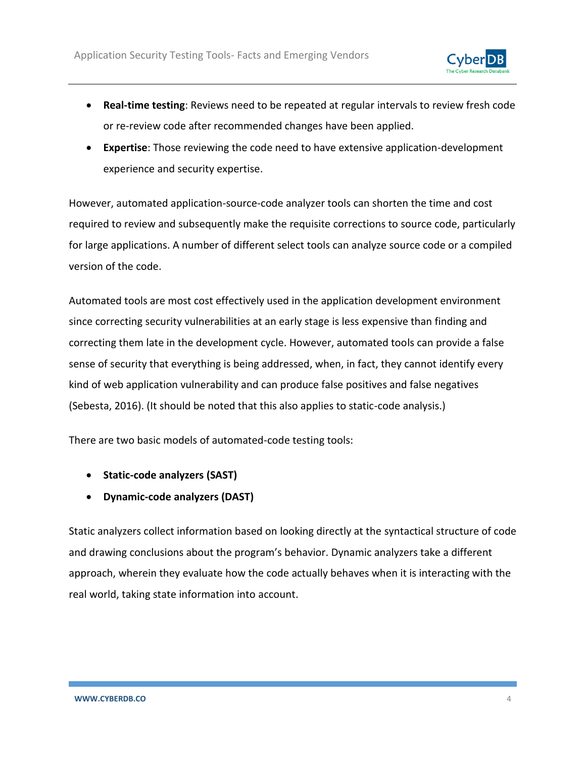- **Real-time testing**: Reviews need to be repeated at regular intervals to review fresh code or re-review code after recommended changes have been applied.
- **Expertise**: Those reviewing the code need to have extensive application-development experience and security expertise.

However, automated application-source-code analyzer tools can shorten the time and cost required to review and subsequently make the requisite corrections to source code, particularly for large applications. A number of different select tools can analyze source code or a compiled version of the code.

Automated tools are most cost effectively used in the application development environment since correcting security vulnerabilities at an early stage is less expensive than finding and correcting them late in the development cycle. However, automated tools can provide a false sense of security that everything is being addressed, when, in fact, they cannot identify every kind of web application vulnerability and can produce false positives and false negatives (Sebesta, 2016). (It should be noted that this also applies to static-code analysis.)

There are two basic models of automated-code testing tools:

- **Static-code analyzers (SAST)**
- **Dynamic-code analyzers (DAST)**

Static analyzers collect information based on looking directly at the syntactical structure of code and drawing conclusions about the program's behavior. Dynamic analyzers take a different approach, wherein they evaluate how the code actually behaves when it is interacting with the real world, taking state information into account.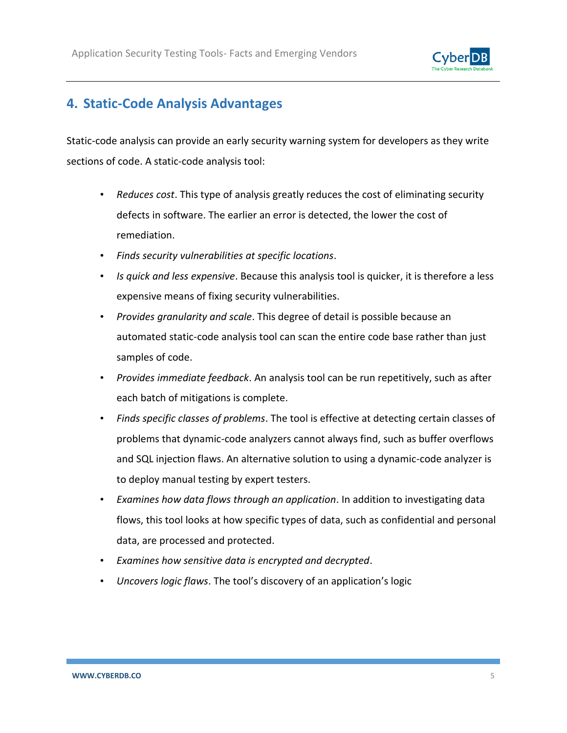## 4. Static-Code Analysis Advantages

Static-code analysis can provide an early security warning system for developers as they write sections of code. A static-code analysis tool:

- *Reduces cost*. This type of analysis greatly reduces the cost of eliminating security defects in software. The earlier an error is detected, the lower the cost of remediation.
- *Finds security vulnerabilities at specific locations*.
- *Is quick and less expensive*. Because this analysis tool is quicker, it is therefore a less expensive means of fixing security vulnerabilities.
- *Provides granularity and scale*. This degree of detail is possible because an automated static-code analysis tool can scan the entire code base rather than just samples of code.
- *Provides immediate feedback*. An analysis tool can be run repetitively, such as after each batch of mitigations is complete.
- *Finds specific classes of problems*. The tool is effective at detecting certain classes of problems that dynamic-code analyzers cannot always find, such as buffer overflows and SQL injection flaws. An alternative solution to using a dynamic-code analyzer is to deploy manual testing by expert testers.
- *Examines how data flows through an application*. In addition to investigating data flows, this tool looks at how specific types of data, such as confidential and personal data, are processed and protected.
- *Examines how sensitive data is encrypted and decrypted*.
- *Uncovers logic flaws*. The tool's discovery of an application's logic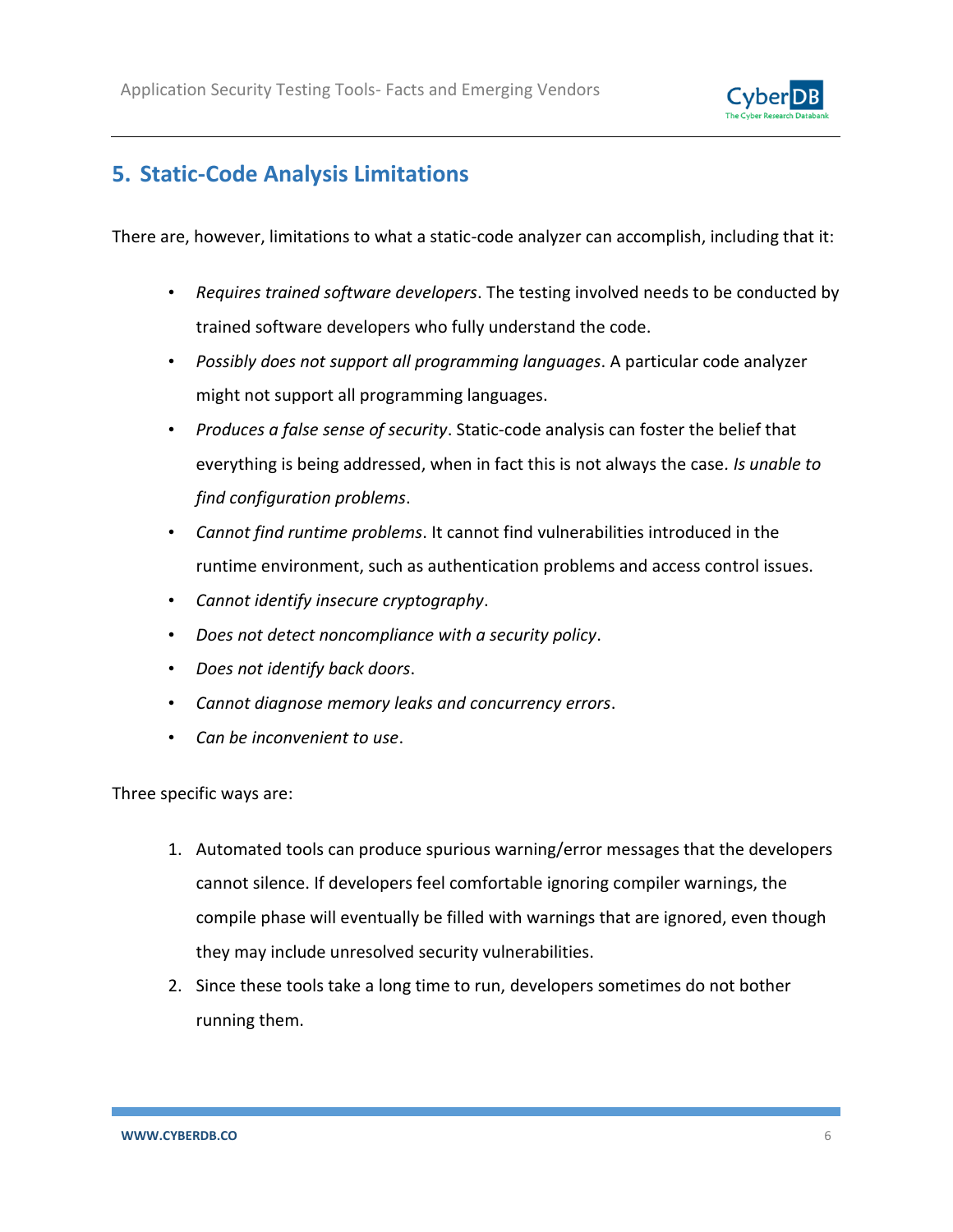## 5. Static-Code Analysis Limitations

There are, however, limitations to what a static-code analyzer can accomplish, including that it:

- *Requires trained software developers*. The testing involved needs to be conducted by trained software developers who fully understand the code.
- *Possibly does not support all programming languages*. A particular code analyzer might not support all programming languages.
- *Produces a false sense of security*. Static-code analysis can foster the belief that everything is being addressed, when in fact this is not always the case. *Is unable to find configuration problems*.
- *Cannot find runtime problems*. It cannot find vulnerabilities introduced in the runtime environment, such as authentication problems and access control issues.
- *Cannot identify insecure cryptography*.
- *Does not detect noncompliance with a security policy*.
- *Does not identify back doors*.
- *Cannot diagnose memory leaks and concurrency errors*.
- *Can be inconvenient to use*.

Three specific ways are:

1. Automated tools can produce spurious warning/error messages that the developers cannot silence. If developers feel comfortable ignoring compiler warnings, the compile phase will eventually be filled with warnings that are ignored, even though they may include unresolved security vulnerabilities.
2. Since these tools take a long time to run, developers sometimes do not bother running them.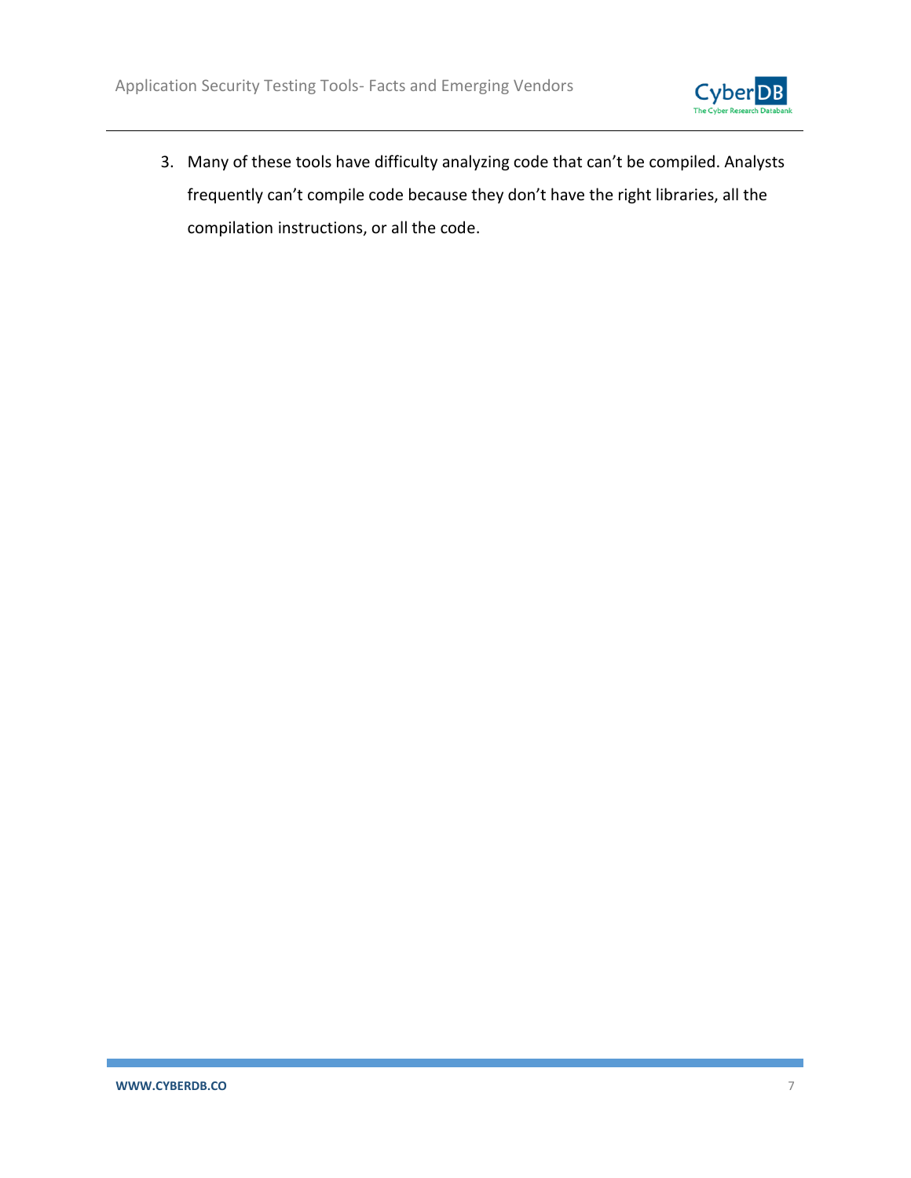3. Many of these tools have difficulty analyzing code that can't be compiled. Analysts frequently can't compile code because they don't have the right libraries, all the compilation instructions, or all the code.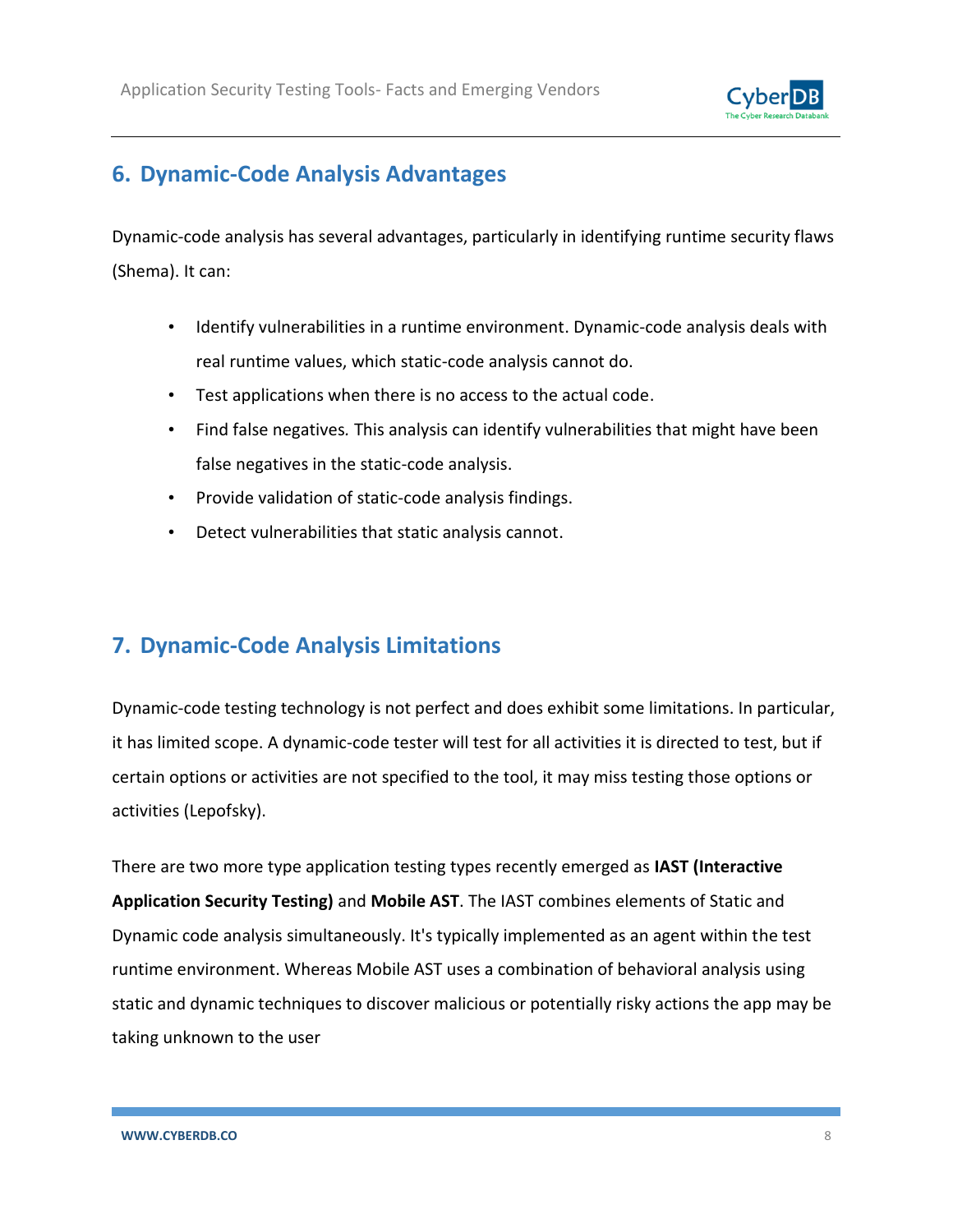## 6. Dynamic-Code Analysis Advantages

Dynamic-code analysis has several advantages, particularly in identifying runtime security flaws (Shema). It can:

- Identify vulnerabilities in a runtime environment. Dynamic-code analysis deals with real runtime values, which static-code analysis cannot do.
- Test applications when there is no access to the actual code.
- Find false negatives. This analysis can identify vulnerabilities that might have been false negatives in the static-code analysis.
- Provide validation of static-code analysis findings.
- Detect vulnerabilities that static analysis cannot.

## 7. Dynamic-Code Analysis Limitations

Dynamic-code testing technology is not perfect and does exhibit some limitations. In particular, it has limited scope. A dynamic-code tester will test for all activities it is directed to test, but if certain options or activities are not specified to the tool, it may miss testing those options or activities (Lepofsky).

There are two more type application testing types recently emerged as **IAST (Interactive Application Security Testing)** and **Mobile AST**. The IAST combines elements of Static and Dynamic code analysis simultaneously. It's typically implemented as an agent within the test runtime environment. Whereas Mobile AST uses a combination of behavioral analysis using static and dynamic techniques to discover malicious or potentially risky actions the app may be taking unknown to the user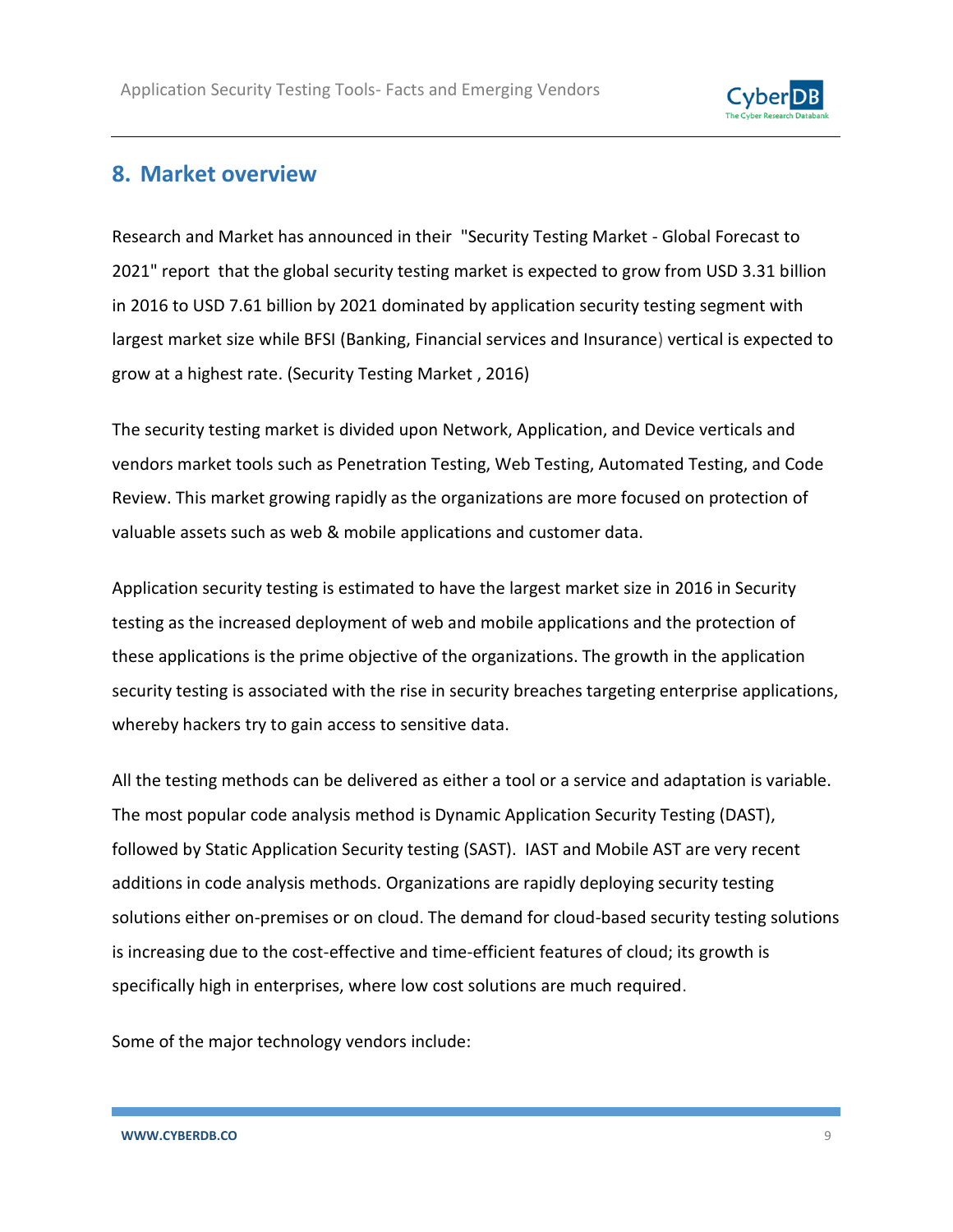## 8. Market overview

Research and Market has announced in their "Security Testing Market - Global Forecast to 2021" report that the global security testing market is expected to grow from USD 3.31 billion in 2016 to USD 7.61 billion by 2021 dominated by application security testing segment with largest market size while BFSI (Banking, Financial services and Insurance) vertical is expected to grow at a highest rate. (Security Testing Market , 2016)

The security testing market is divided upon Network, Application, and Device verticals and vendors market tools such as Penetration Testing, Web Testing, Automated Testing, and Code Review. This market growing rapidly as the organizations are more focused on protection of valuable assets such as web & mobile applications and customer data.

Application security testing is estimated to have the largest market size in 2016 in Security testing as the increased deployment of web and mobile applications and the protection of these applications is the prime objective of the organizations. The growth in the application security testing is associated with the rise in security breaches targeting enterprise applications, whereby hackers try to gain access to sensitive data.

All the testing methods can be delivered as either a tool or a service and adaptation is variable. The most popular code analysis method is Dynamic Application Security Testing (DAST), followed by Static Application Security testing (SAST). IAST and Mobile AST are very recent additions in code analysis methods. Organizations are rapidly deploying security testing solutions either on-premises or on cloud. The demand for cloud-based security testing solutions is increasing due to the cost-effective and time-efficient features of cloud; its growth is specifically high in enterprises, where low cost solutions are much required.

Some of the major technology vendors include: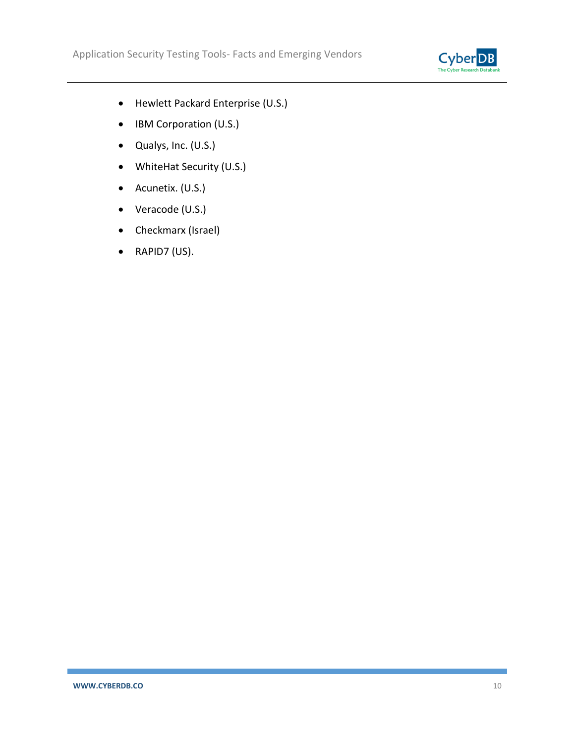- Hewlett Packard Enterprise (U.S.)
- IBM Corporation (U.S.)
- Qualys, Inc. (U.S.)
- WhiteHat Security (U.S.)
- Acunetix. (U.S.)
- Veracode (U.S.)
- Checkmarx (Israel)
- RAPID7 (US).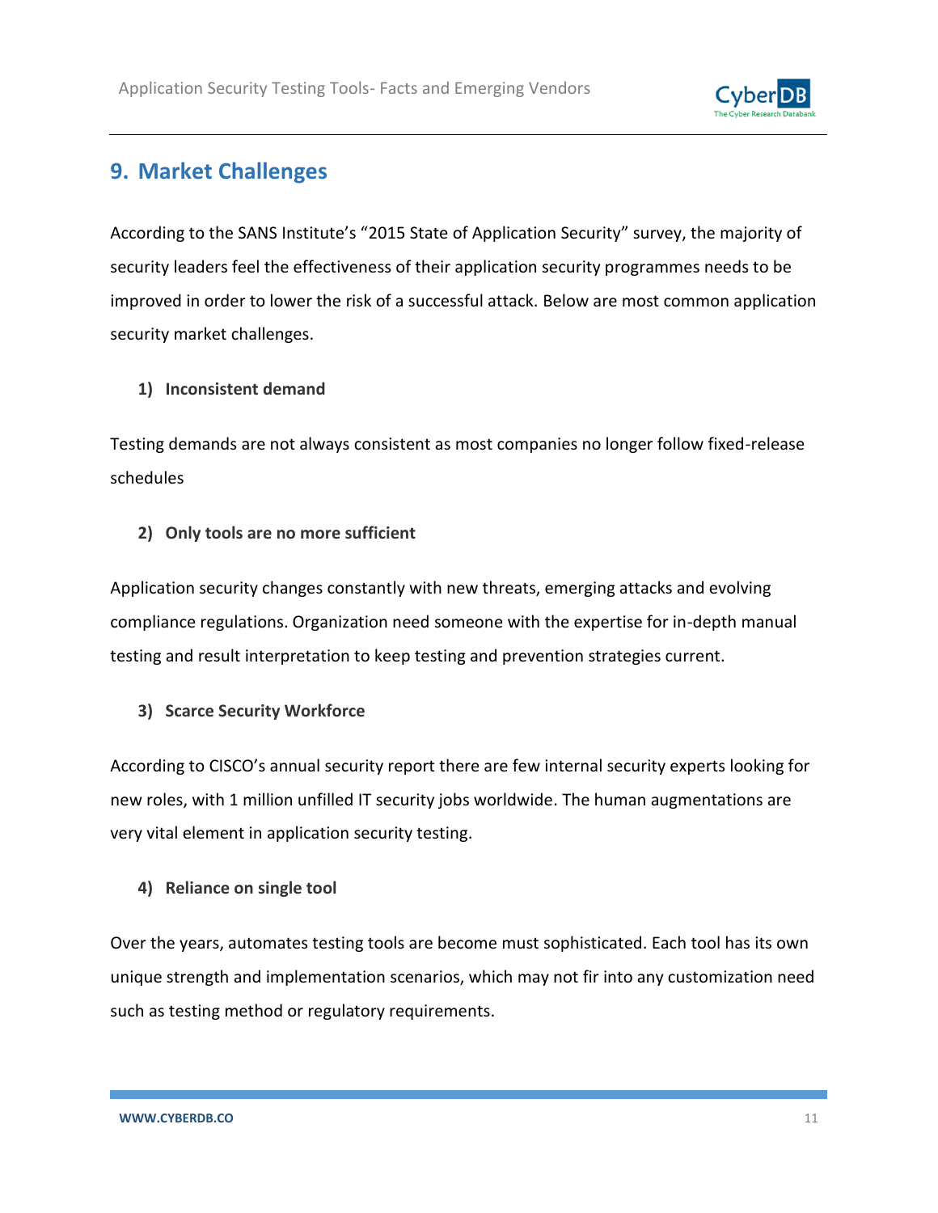## 9. Market Challenges

According to the SANS Institute's "2015 State of Application Security" survey, the majority of security leaders feel the effectiveness of their application security programmes needs to be improved in order to lower the risk of a successful attack. Below are most common application security market challenges.

**1) Inconsistent demand**

Testing demands are not always consistent as most companies no longer follow fixed-release schedules

**2) Only tools are no more sufficient**

Application security changes constantly with new threats, emerging attacks and evolving compliance regulations. Organization need someone with the expertise for in-depth manual testing and result interpretation to keep testing and prevention strategies current.

**3) Scarce Security Workforce**

According to CISCO's annual security report there are few internal security experts looking for new roles, with 1 million unfilled IT security jobs worldwide. The human augmentations are very vital element in application security testing.

**4) Reliance on single tool**

Over the years, automates testing tools are become must sophisticated. Each tool has its own unique strength and implementation scenarios, which may not fir into any customization need such as testing method or regulatory requirements.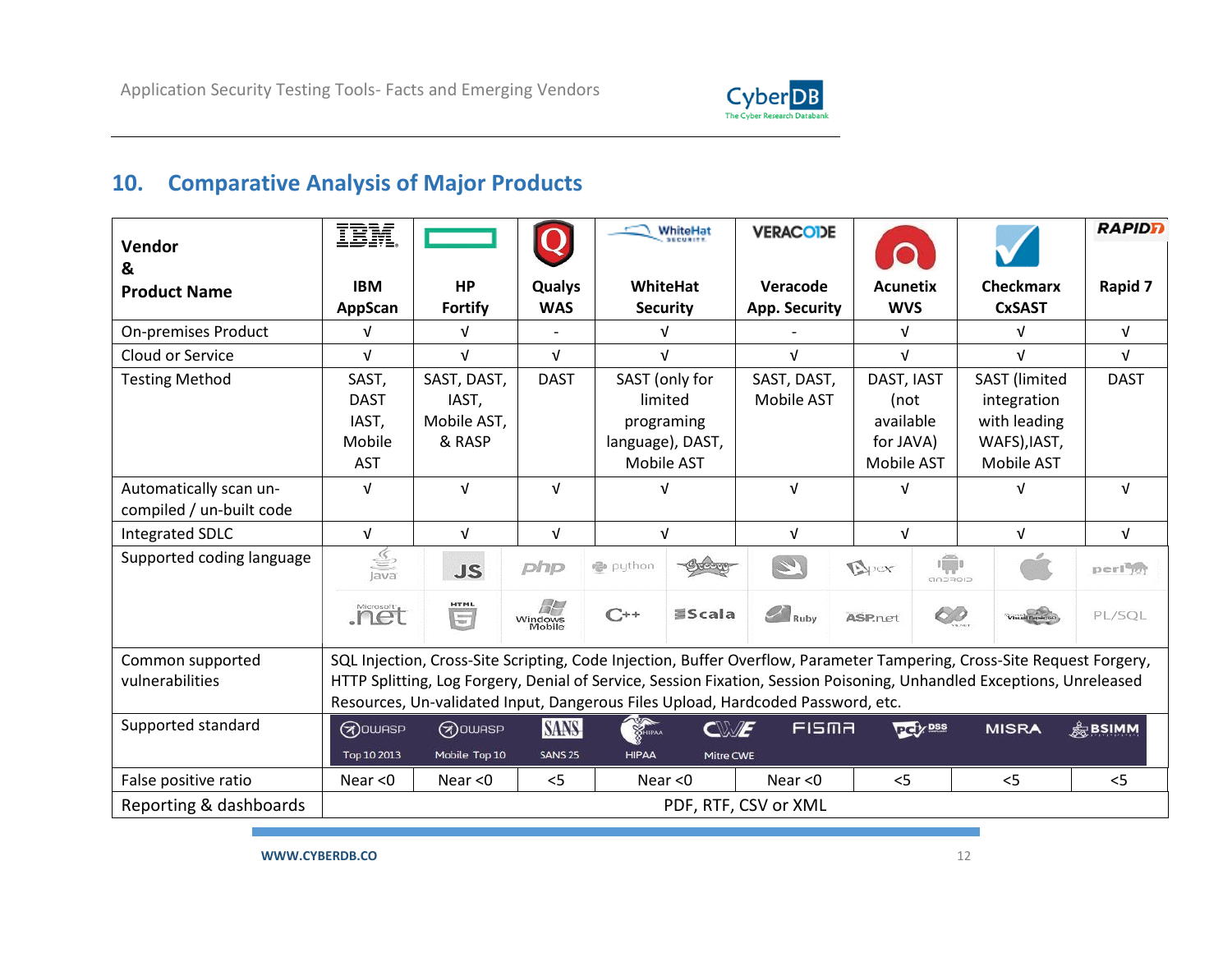## 10. Comparative Analysis of Major Products

| Vendor & Product Name | IBM AppScan | HP Fortify | Qualys WAS | WhiteHat Security | Veracode App. Security | Acunetix WVS | Checkmarx CxSAST | Rapid 7 |
|---|---|---|---|---|---|---|---|---|
| On-premises Product | √ | √ | - | √ | - | √ | √ | √ |
| Cloud or Service | √ | √ | √ | √ | √ | √ | √ | √ |
| Testing Method | SAST, DAST IAST, Mobile AST | SAST, DAST, IAST, Mobile AST, & RASP | DAST | SAST (only for limited programing language), DAST, Mobile AST | SAST, DAST, Mobile AST | DAST, IAST (not available for JAVA) Mobile AST | SAST (limited integration with leading WAFS),IAST, Mobile AST | DAST |
| Automatically scan un-compiled / un-built code | √ | √ | √ | √ | √ | √ | √ | √ |
| Integrated SDLC | √ | √ | √ | √ | √ | √ | √ | √ |
| Supported coding language | Java, JS, php, python, Groovy, Swift, Apex, Android, Apple, perl, .net, HTML5, Windows Mobile, C++, Scala, Ruby, ASP.net, VB.NET, Visual Basic, PL/SQL | | | | | | | |
| Common supported vulnerabilities | SQL Injection, Cross-Site Scripting, Code Injection, Buffer Overflow, Parameter Tampering, Cross-Site Request Forgery, HTTP Splitting, Log Forgery, Denial of Service, Session Fixation, Session Poisoning, Unhandled Exceptions, Unreleased Resources, Un-validated Input, Dangerous Files Upload, Hardcoded Password, etc. | | | | | | | |
| Supported standard | OWASP Top 10 2013, OWASP Mobile Top 10, SANS 25, HIPAA, Mitre CWE, FISMA, PCI DSS, MISRA, BSIMM | | | | | | | |
| False positive ratio | Near <0 | Near <0 | <5 | Near <0 | Near <0 | <5 | <5 | <5 |
| Reporting & dashboards | PDF, RTF, CSV or XML | | | | | | | |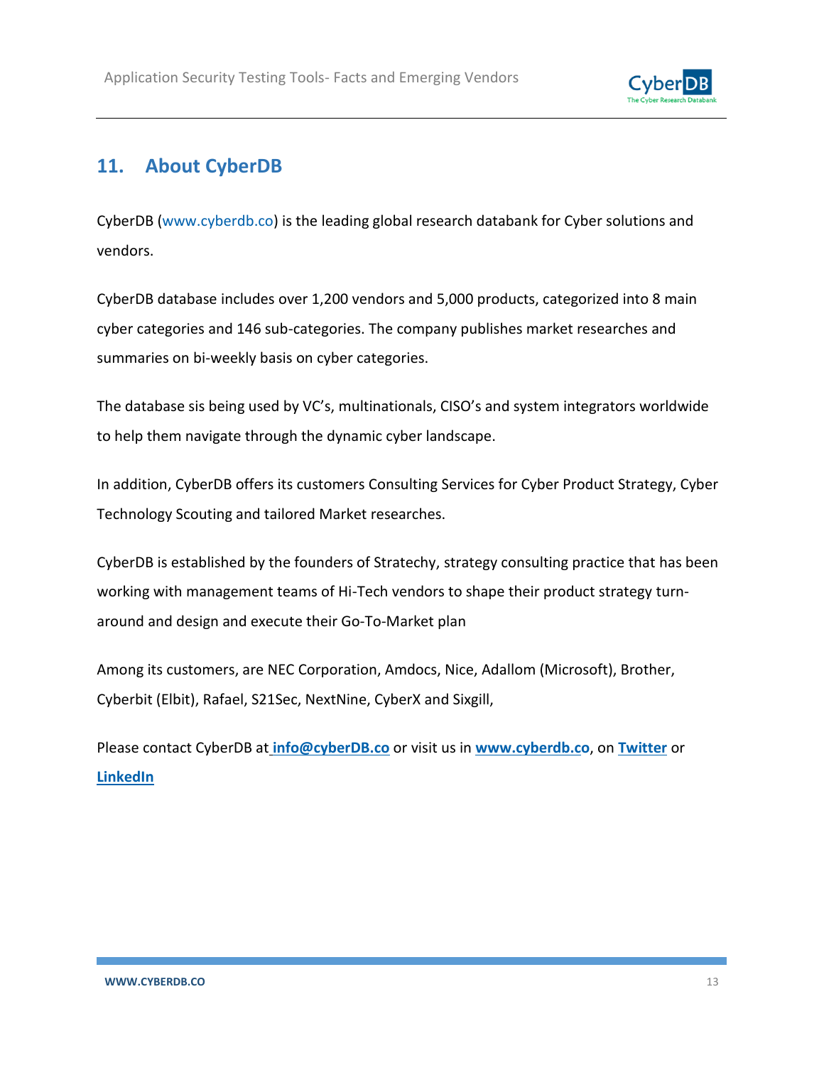## 11. About CyberDB

CyberDB (www.cyberdb.co) is the leading global research databank for Cyber solutions and vendors.

CyberDB database includes over 1,200 vendors and 5,000 products, categorized into 8 main cyber categories and 146 sub-categories. The company publishes market researches and summaries on bi-weekly basis on cyber categories.

The database sis being used by VC's, multinationals, CISO's and system integrators worldwide to help them navigate through the dynamic cyber landscape.

In addition, CyberDB offers its customers Consulting Services for Cyber Product Strategy, Cyber Technology Scouting and tailored Market researches.

CyberDB is established by the founders of Stratechy, strategy consulting practice that has been working with management teams of Hi-Tech vendors to shape their product strategy turn-around and design and execute their Go-To-Market plan

Among its customers, are NEC Corporation, Amdocs, Nice, Adallom (Microsoft), Brother, Cyberbit (Elbit), Rafael, S21Sec, NextNine, CyberX and Sixgill,

Please contact CyberDB at **info@cyberDB.co** or visit us in **www.cyberdb.co**, on **Twitter** or **LinkedIn**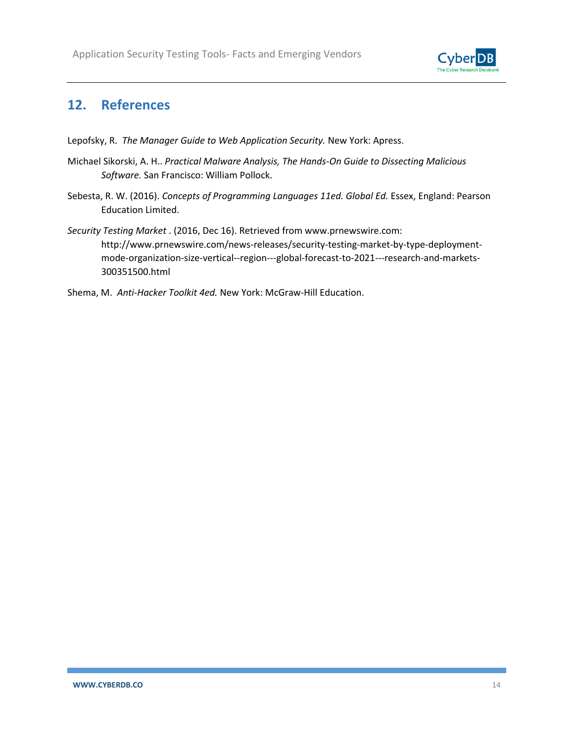## 12. References

Lepofsky, R. *The Manager Guide to Web Application Security.* New York: Apress.

Michael Sikorski, A. H.. *Practical Malware Analysis, The Hands-On Guide to Dissecting Malicious Software.* San Francisco: William Pollock.

Sebesta, R. W. (2016). *Concepts of Programming Languages 11ed. Global Ed.* Essex, England: Pearson Education Limited.

*Security Testing Market* . (2016, Dec 16). Retrieved from www.prnewswire.com: http://www.prnewswire.com/news-releases/security-testing-market-by-type-deployment-mode-organization-size-vertical--region---global-forecast-to-2021---research-and-markets-300351500.html

Shema, M. *Anti-Hacker Toolkit 4ed.* New York: McGraw-Hill Education.